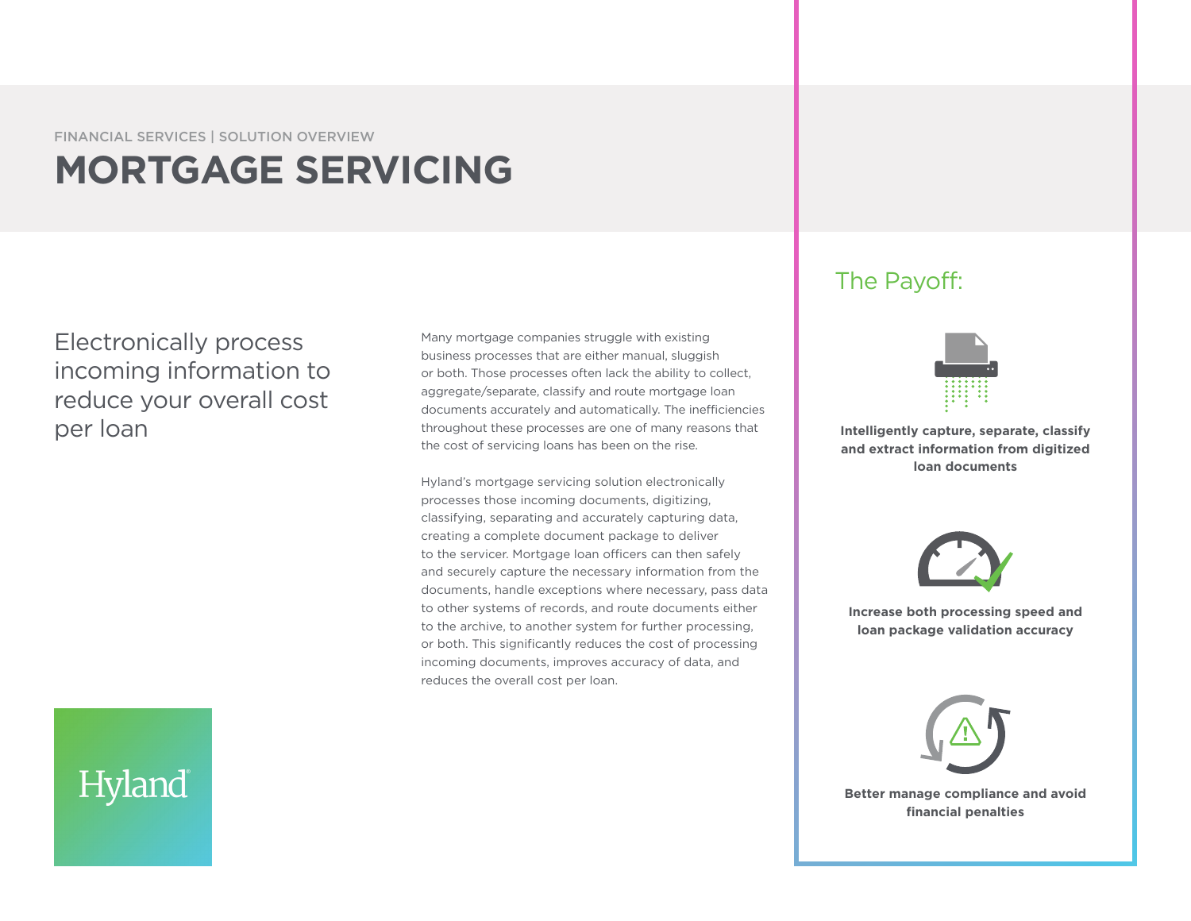FINANCIAL SERVICES | SOLUTION OVERVIEW

# MORTGAGE SERVICING

## Electronically process incoming information to reduce your overall cost per loan

Many mortgage companies struggle with existing business processes that are either manual, sluggish or both. Those processes often lack the ability to collect, aggregate/separate, classify and route mortgage loan documents accurately and automatically. The inefficiencies throughout these processes are one of many reasons that the cost of servicing loans has been on the rise.

Hyland's mortgage servicing solution electronically processes those incoming documents, digitizing, classifying, separating and accurately capturing data, creating a complete document package to deliver to the servicer. Mortgage loan officers can then safely and securely capture the necessary information from the documents, handle exceptions where necessary, pass data to other systems of records, and route documents either to the archive, to another system for further processing, or both. This significantly reduces the cost of processing incoming documents, improves accuracy of data, and reduces the overall cost per loan.

Hyland

## The Payoff:

**Intelligently capture, separate, classify and extract information from digitized loan documents**

**Increase both processing speed and loan package validation accuracy**

**Better manage compliance and avoid financial penalties**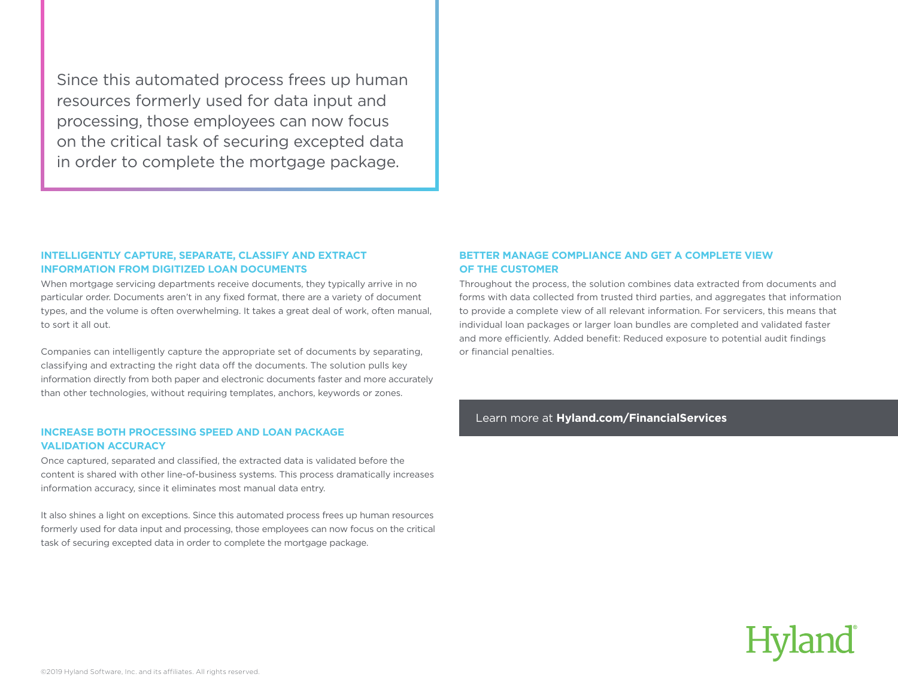> Since this automated process frees up human resources formerly used for data input and processing, those employees can now focus on the critical task of securing excepted data in order to complete the mortgage package.

### INTELLIGENTLY CAPTURE, SEPARATE, CLASSIFY AND EXTRACT INFORMATION FROM DIGITIZED LOAN DOCUMENTS

When mortgage servicing departments receive documents, they typically arrive in no particular order. Documents aren't in any fixed format, there are a variety of document types, and the volume is often overwhelming. It takes a great deal of work, often manual, to sort it all out.

Companies can intelligently capture the appropriate set of documents by separating, classifying and extracting the right data off the documents. The solution pulls key information directly from both paper and electronic documents faster and more accurately than other technologies, without requiring templates, anchors, keywords or zones.

### INCREASE BOTH PROCESSING SPEED AND LOAN PACKAGE VALIDATION ACCURACY

Once captured, separated and classified, the extracted data is validated before the content is shared with other line-of-business systems. This process dramatically increases information accuracy, since it eliminates most manual data entry.

It also shines a light on exceptions. Since this automated process frees up human resources formerly used for data input and processing, those employees can now focus on the critical task of securing excepted data in order to complete the mortgage package.

### BETTER MANAGE COMPLIANCE AND GET A COMPLETE VIEW OF THE CUSTOMER

Throughout the process, the solution combines data extracted from documents and forms with data collected from trusted third parties, and aggregates that information to provide a complete view of all relevant information. For servicers, this means that individual loan packages or larger loan bundles are completed and validated faster and more efficiently. Added benefit: Reduced exposure to potential audit findings or financial penalties.

Learn more at **Hyland.com/FinancialServices**

Hyland®

©2019 Hyland Software, Inc. and its affiliates. All rights reserved.